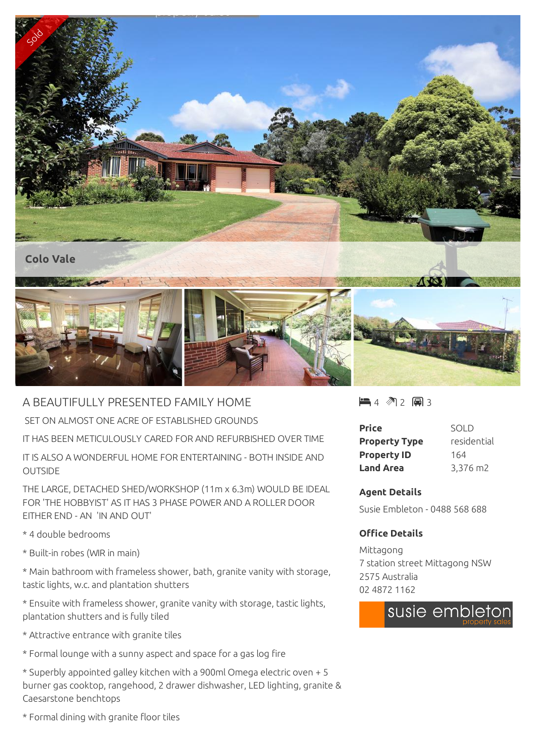Sold

Colo Vale

# A BEAUTIFULLY PRESENTED FAMILY HOME

SET ON ALMOST ONE ACRE OF ESTABLISHED GROUNDS

IT HAS BEEN METICULOUSLY CARED FOR AND REFURBISHED OVER TIME

IT IS ALSO A WONDERFUL HOME FOR ENTERTAINING - BOTH INSIDE AND OUTSIDE

THE LARGE, DETACHED SHED/WORKSHOP (11m x 6.3m) WOULD BE IDEAL FOR 'THE HOBBYIST' AS IT HAS 3 PHASE POWER AND A ROLLER DOOR EITHER END - AN 'IN AND OUT'

* 4 double bedrooms

* Built-in robes (WIR in main)

* Main bathroom with frameless shower, bath, granite vanity with storage, tastic lights, w.c. and plantation shutters

* Ensuite with frameless shower, granite vanity with storage, tastic lights, plantation shutters and is fully tiled

* Attractive entrance with granite tiles

* Formal lounge with a sunny aspect and space for a gas log fire

* Superbly appointed galley kitchen with a 900ml Omega electric oven + 5 burner gas cooktop, rangehood, 2 drawer dishwasher, LED lighting, granite & Caesarstone benchtops

* Formal dining with granite floor tiles

4 2 3

| | |
|---|---|
| **Price** | SOLD |
| **Property Type** | residential |
| **Property ID** | 164 |
| **Land Area** | 3,376 m2 |

### Agent Details

Susie Embleton - 0488 568 688

### Office Details

Mittagong
7 station street Mittagong NSW 2575 Australia
02 4872 1162

susie embleton property sales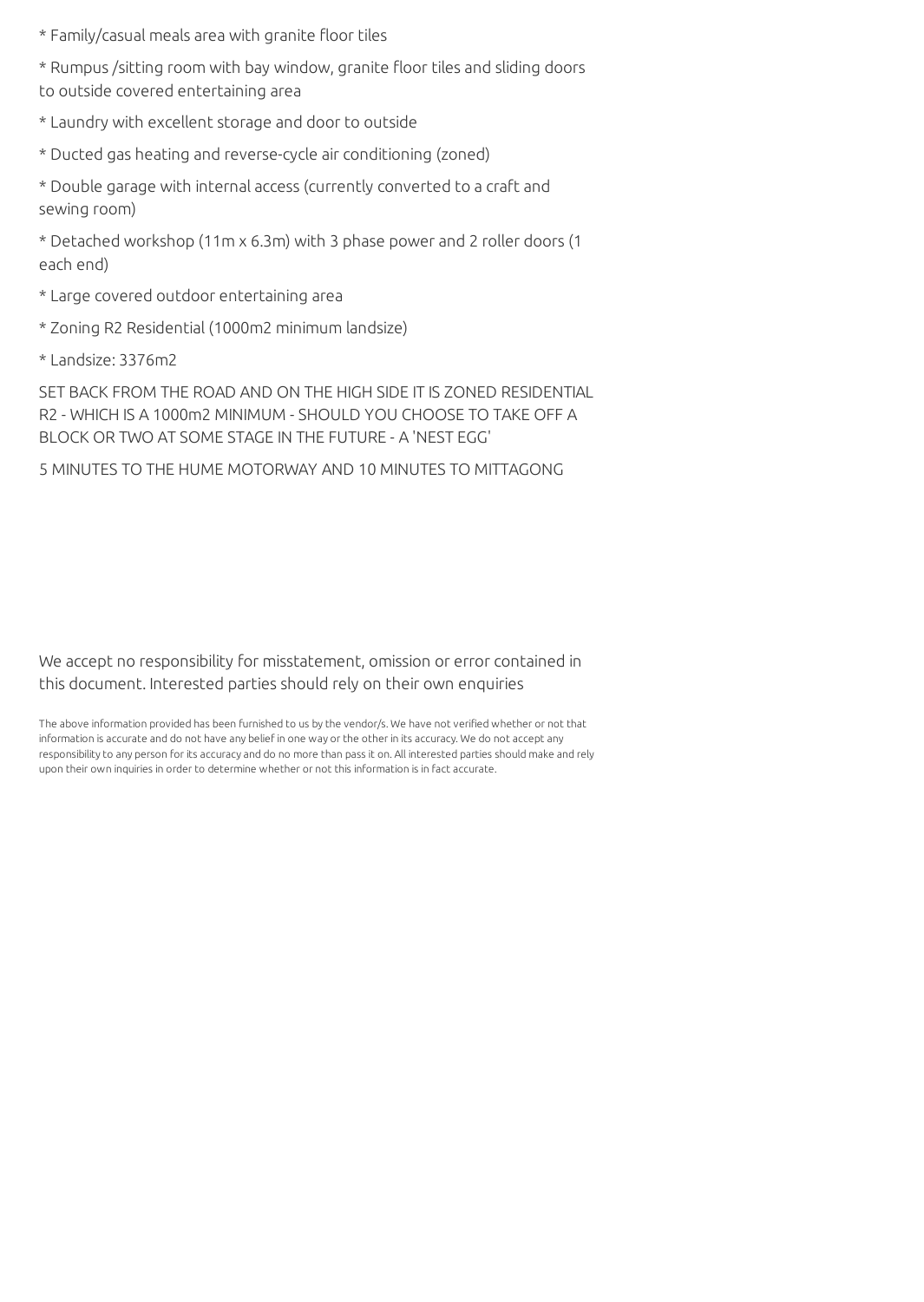* Family/casual meals area with granite floor tiles

* Rumpus /sitting room with bay window, granite floor tiles and sliding doors to outside covered entertaining area

* Laundry with excellent storage and door to outside

* Ducted gas heating and reverse-cycle air conditioning (zoned)

* Double garage with internal access (currently converted to a craft and sewing room)

* Detached workshop (11m x 6.3m) with 3 phase power and 2 roller doors (1 each end)

* Large covered outdoor entertaining area

* Zoning R2 Residential (1000m2 minimum landsize)

* Landsize: 3376m2

SET BACK FROM THE ROAD AND ON THE HIGH SIDE IT IS ZONED RESIDENTIAL R2 - WHICH IS A 1000m2 MINIMUM - SHOULD YOU CHOOSE TO TAKE OFF A BLOCK OR TWO AT SOME STAGE IN THE FUTURE - A 'NEST EGG'

5 MINUTES TO THE HUME MOTORWAY AND 10 MINUTES TO MITTAGONG

We accept no responsibility for misstatement, omission or error contained in this document. Interested parties should rely on their own enquiries

The above information provided has been furnished to us by the vendor/s. We have not verified whether or not that information is accurate and do not have any belief in one way or the other in its accuracy. We do not accept any responsibility to any person for its accuracy and do no more than pass it on. All interested parties should make and rely upon their own inquiries in order to determine whether or not this information is in fact accurate.